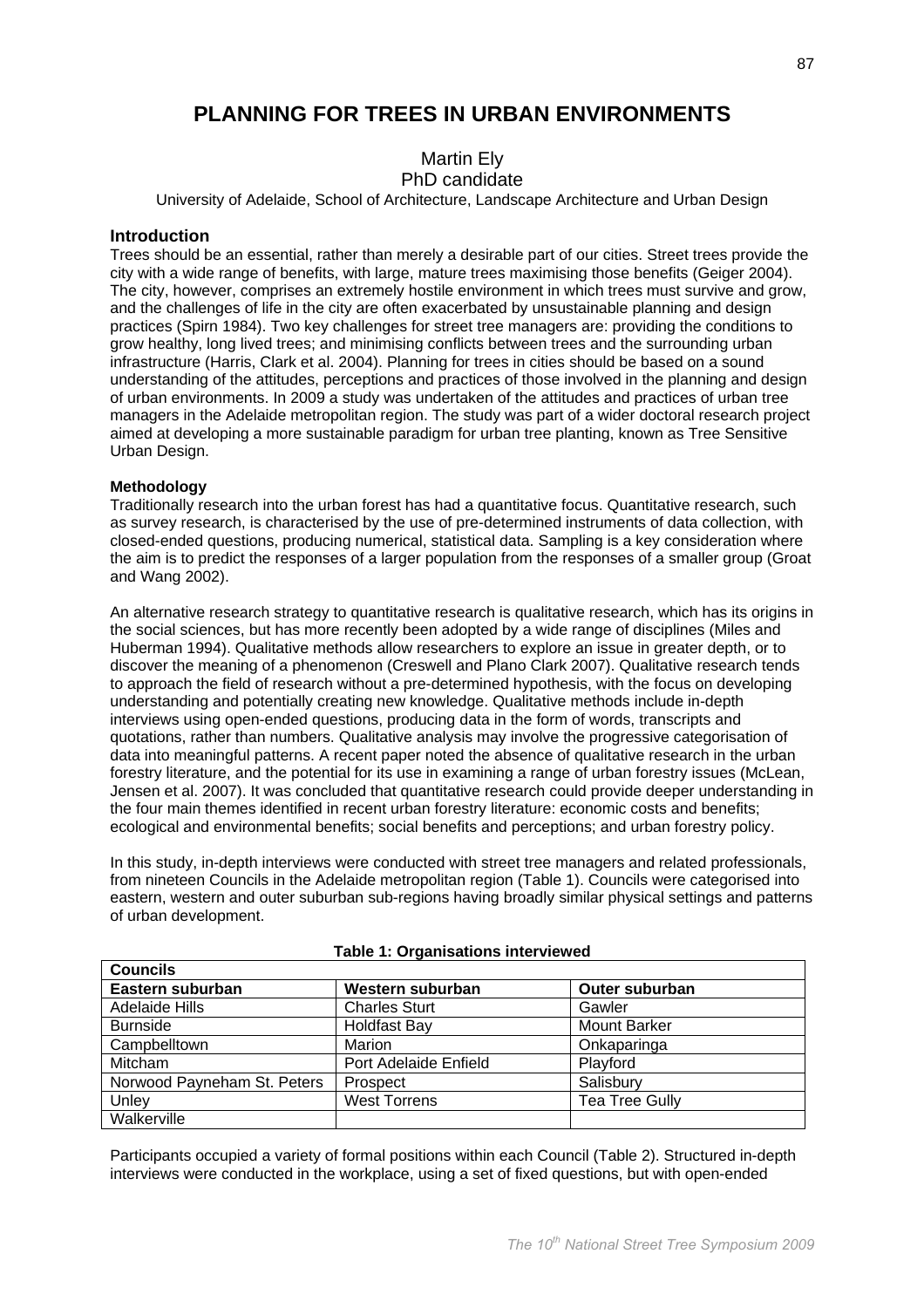# PLANNING FOR TREES IN URBAN ENVIRONMENTS

Martin Ely
PhD candidate
University of Adelaide, School of Architecture, Landscape Architecture and Urban Design

## Introduction

Trees should be an essential, rather than merely a desirable part of our cities. Street trees provide the city with a wide range of benefits, with large, mature trees maximising those benefits (Geiger 2004). The city, however, comprises an extremely hostile environment in which trees must survive and grow, and the challenges of life in the city are often exacerbated by unsustainable planning and design practices (Spirn 1984). Two key challenges for street tree managers are: providing the conditions to grow healthy, long lived trees; and minimising conflicts between trees and the surrounding urban infrastructure (Harris, Clark et al. 2004). Planning for trees in cities should be based on a sound understanding of the attitudes, perceptions and practices of those involved in the planning and design of urban environments. In 2009 a study was undertaken of the attitudes and practices of urban tree managers in the Adelaide metropolitan region. The study was part of a wider doctoral research project aimed at developing a more sustainable paradigm for urban tree planting, known as Tree Sensitive Urban Design.

### Methodology

Traditionally research into the urban forest has had a quantitative focus. Quantitative research, such as survey research, is characterised by the use of pre-determined instruments of data collection, with closed-ended questions, producing numerical, statistical data. Sampling is a key consideration where the aim is to predict the responses of a larger population from the responses of a smaller group (Groat and Wang 2002).

An alternative research strategy to quantitative research is qualitative research, which has its origins in the social sciences, but has more recently been adopted by a wide range of disciplines (Miles and Huberman 1994). Qualitative methods allow researchers to explore an issue in greater depth, or to discover the meaning of a phenomenon (Creswell and Plano Clark 2007). Qualitative research tends to approach the field of research without a pre-determined hypothesis, with the focus on developing understanding and potentially creating new knowledge. Qualitative methods include in-depth interviews using open-ended questions, producing data in the form of words, transcripts and quotations, rather than numbers. Qualitative analysis may involve the progressive categorisation of data into meaningful patterns. A recent paper noted the absence of qualitative research in the urban forestry literature, and the potential for its use in examining a range of urban forestry issues (McLean, Jensen et al. 2007). It was concluded that quantitative research could provide deeper understanding in the four main themes identified in recent urban forestry literature: economic costs and benefits; ecological and environmental benefits; social benefits and perceptions; and urban forestry policy.

In this study, in-depth interviews were conducted with street tree managers and related professionals, from nineteen Councils in the Adelaide metropolitan region (Table 1). Councils were categorised into eastern, western and outer suburban sub-regions having broadly similar physical settings and patterns of urban development.

**Table 1: Organisations interviewed**

| **Councils** | | |
|---|---|---|
| **Eastern suburban** | **Western suburban** | **Outer suburban** |
| Adelaide Hills | Charles Sturt | Gawler |
| Burnside | Holdfast Bay | Mount Barker |
| Campbelltown | Marion | Onkaparinga |
| Mitcham | Port Adelaide Enfield | Playford |
| Norwood Payneham St. Peters | Prospect | Salisbury |
| Unley | West Torrens | Tea Tree Gully |
| Walkerville | | |

Participants occupied a variety of formal positions within each Council (Table 2). Structured in-depth interviews were conducted in the workplace, using a set of fixed questions, but with open-ended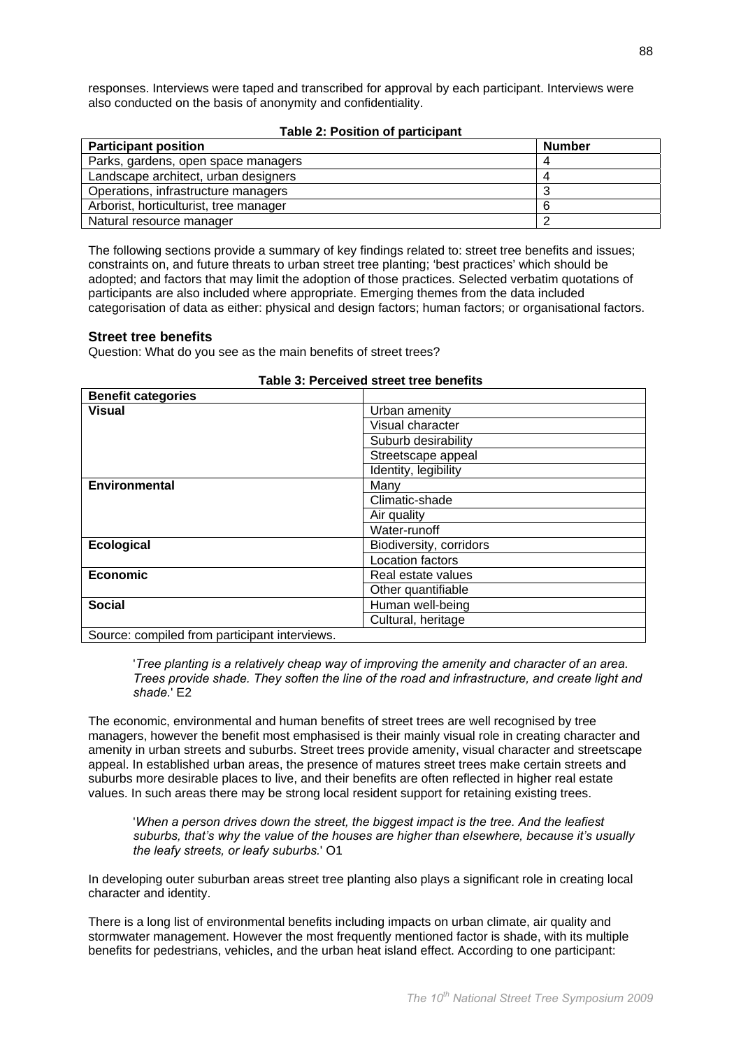responses. Interviews were taped and transcribed for approval by each participant. Interviews were also conducted on the basis of anonymity and confidentiality.

**Table 2: Position of participant**

| Participant position | Number |
| --- | --- |
| Parks, gardens, open space managers | 4 |
| Landscape architect, urban designers | 4 |
| Operations, infrastructure managers | 3 |
| Arborist, horticulturist, tree manager | 6 |
| Natural resource manager | 2 |

The following sections provide a summary of key findings related to: street tree benefits and issues; constraints on, and future threats to urban street tree planting; 'best practices' which should be adopted; and factors that may limit the adoption of those practices. Selected verbatim quotations of participants are also included where appropriate. Emerging themes from the data included categorisation of data as either: physical and design factors; human factors; or organisational factors.

### Street tree benefits

Question: What do you see as the main benefits of street trees?

**Table 3: Perceived street tree benefits**

| Benefit categories | |
| --- | --- |
| **Visual** | Urban amenity |
| | Visual character |
| | Suburb desirability |
| | Streetscape appeal |
| | Identity, legibility |
| **Environmental** | Many |
| | Climatic-shade |
| | Air quality |
| | Water-runoff |
| **Ecological** | Biodiversity, corridors |
| | Location factors |
| **Economic** | Real estate values |
| | Other quantifiable |
| **Social** | Human well-being |
| | Cultural, heritage |

Source: compiled from participant interviews.

> '*Tree planting is a relatively cheap way of improving the amenity and character of an area. Trees provide shade. They soften the line of the road and infrastructure, and create light and shade.*' E2

The economic, environmental and human benefits of street trees are well recognised by tree managers, however the benefit most emphasised is their mainly visual role in creating character and amenity in urban streets and suburbs. Street trees provide amenity, visual character and streetscape appeal. In established urban areas, the presence of matures street trees make certain streets and suburbs more desirable places to live, and their benefits are often reflected in higher real estate values. In such areas there may be strong local resident support for retaining existing trees.

> '*When a person drives down the street, the biggest impact is the tree. And the leafiest suburbs, that's why the value of the houses are higher than elsewhere, because it's usually the leafy streets, or leafy suburbs.*' O1

In developing outer suburban areas street tree planting also plays a significant role in creating local character and identity.

There is a long list of environmental benefits including impacts on urban climate, air quality and stormwater management. However the most frequently mentioned factor is shade, with its multiple benefits for pedestrians, vehicles, and the urban heat island effect. According to one participant: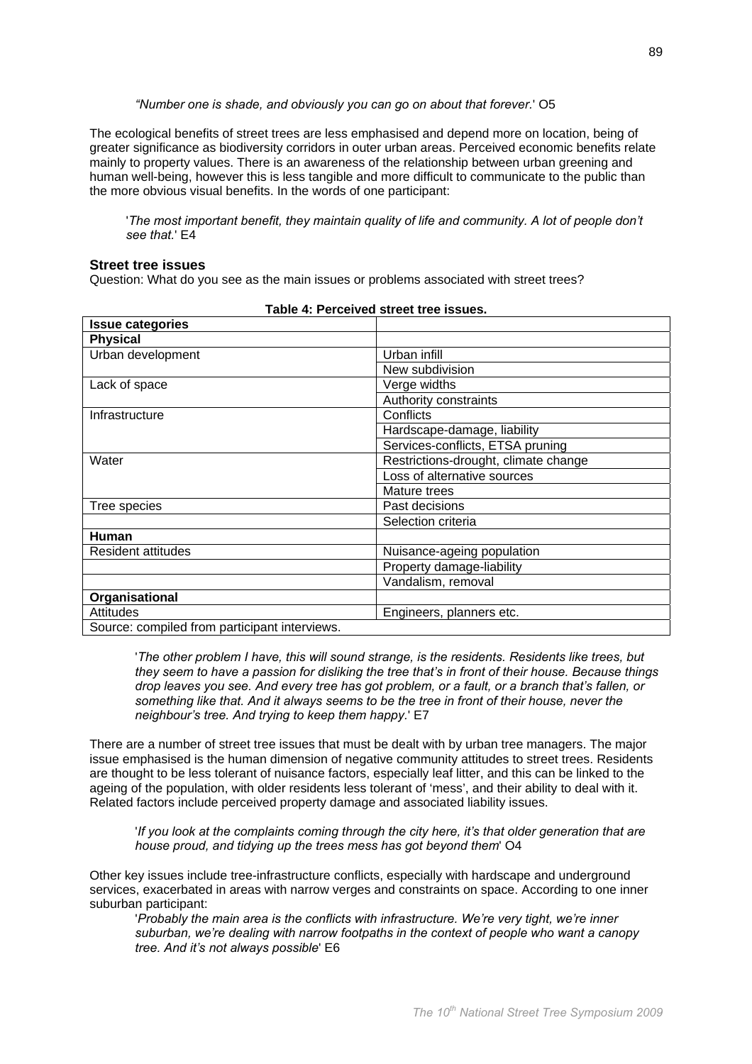*"Number one is shade, and obviously you can go on about that forever.*' O5

The ecological benefits of street trees are less emphasised and depend more on location, being of greater significance as biodiversity corridors in outer urban areas. Perceived economic benefits relate mainly to property values. There is an awareness of the relationship between urban greening and human well-being, however this is less tangible and more difficult to communicate to the public than the more obvious visual benefits. In the words of one participant:

> '*The most important benefit, they maintain quality of life and community. A lot of people don't see that.*' E4

### Street tree issues

Question: What do you see as the main issues or problems associated with street trees?

**Table 4: Perceived street tree issues.**

| Issue categories | |
|---|---|
| **Physical** | |
| Urban development | Urban infill |
| | New subdivision |
| Lack of space | Verge widths |
| | Authority constraints |
| Infrastructure | Conflicts |
| | Hardscape-damage, liability |
| | Services-conflicts, ETSA pruning |
| Water | Restrictions-drought, climate change |
| | Loss of alternative sources |
| | Mature trees |
| Tree species | Past decisions |
| | Selection criteria |
| **Human** | |
| Resident attitudes | Nuisance-ageing population |
| | Property damage-liability |
| | Vandalism, removal |
| **Organisational** | |
| Attitudes | Engineers, planners etc. |
| Source: compiled from participant interviews. | |

> '*The other problem I have, this will sound strange, is the residents. Residents like trees, but they seem to have a passion for disliking the tree that's in front of their house. Because things drop leaves you see. And every tree has got problem, or a fault, or a branch that's fallen, or something like that. And it always seems to be the tree in front of their house, never the neighbour's tree. And trying to keep them happy.*' E7

There are a number of street tree issues that must be dealt with by urban tree managers. The major issue emphasised is the human dimension of negative community attitudes to street trees. Residents are thought to be less tolerant of nuisance factors, especially leaf litter, and this can be linked to the ageing of the population, with older residents less tolerant of 'mess', and their ability to deal with it. Related factors include perceived property damage and associated liability issues.

> '*If you look at the complaints coming through the city here, it's that older generation that are house proud, and tidying up the trees mess has got beyond them*' O4

Other key issues include tree-infrastructure conflicts, especially with hardscape and underground services, exacerbated in areas with narrow verges and constraints on space. According to one inner suburban participant:

> '*Probably the main area is the conflicts with infrastructure. We're very tight, we're inner suburban, we're dealing with narrow footpaths in the context of people who want a canopy tree. And it's not always possible*' E6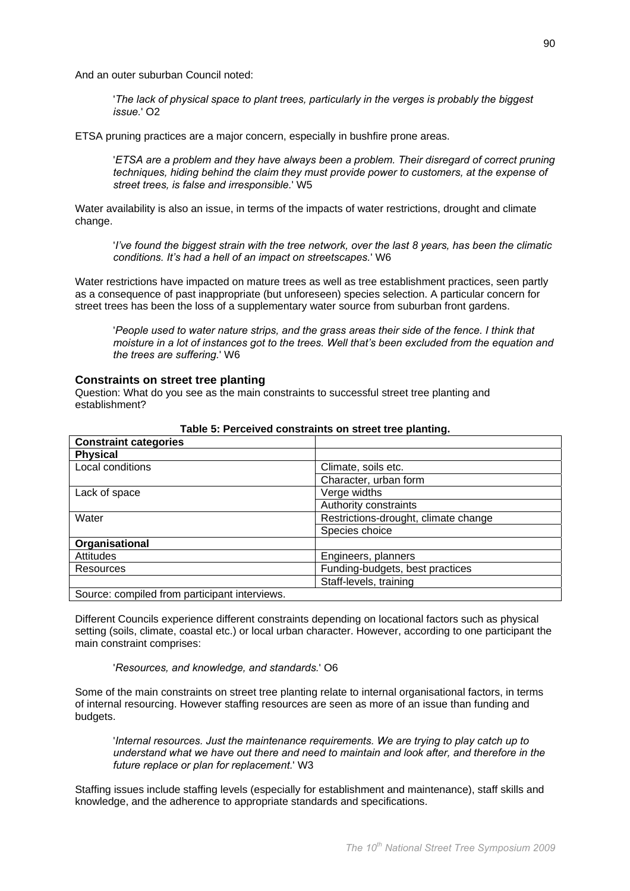And an outer suburban Council noted:

> '*The lack of physical space to plant trees, particularly in the verges is probably the biggest issue.*' O2

ETSA pruning practices are a major concern, especially in bushfire prone areas.

> '*ETSA are a problem and they have always been a problem. Their disregard of correct pruning techniques, hiding behind the claim they must provide power to customers, at the expense of street trees, is false and irresponsible.*' W5

Water availability is also an issue, in terms of the impacts of water restrictions, drought and climate change.

> '*I've found the biggest strain with the tree network, over the last 8 years, has been the climatic conditions. It's had a hell of an impact on streetscapes.*' W6

Water restrictions have impacted on mature trees as well as tree establishment practices, seen partly as a consequence of past inappropriate (but unforeseen) species selection. A particular concern for street trees has been the loss of a supplementary water source from suburban front gardens.

> '*People used to water nature strips, and the grass areas their side of the fence. I think that moisture in a lot of instances got to the trees. Well that's been excluded from the equation and the trees are suffering.*' W6

### Constraints on street tree planting

Question: What do you see as the main constraints to successful street tree planting and establishment?

**Table 5: Perceived constraints on street tree planting.**

| **Constraint categories** | |
|---|---|
| **Physical** | |
| Local conditions | Climate, soils etc. |
| | Character, urban form |
| Lack of space | Verge widths |
| | Authority constraints |
| Water | Restrictions-drought, climate change |
| | Species choice |
| **Organisational** | |
| Attitudes | Engineers, planners |
| Resources | Funding-budgets, best practices |
| | Staff-levels, training |

Source: compiled from participant interviews.

Different Councils experience different constraints depending on locational factors such as physical setting (soils, climate, coastal etc.) or local urban character. However, according to one participant the main constraint comprises:

> '*Resources, and knowledge, and standards.*' O6

Some of the main constraints on street tree planting relate to internal organisational factors, in terms of internal resourcing. However staffing resources are seen as more of an issue than funding and budgets.

> '*Internal resources. Just the maintenance requirements. We are trying to play catch up to understand what we have out there and need to maintain and look after, and therefore in the future replace or plan for replacement.*' W3

Staffing issues include staffing levels (especially for establishment and maintenance), staff skills and knowledge, and the adherence to appropriate standards and specifications.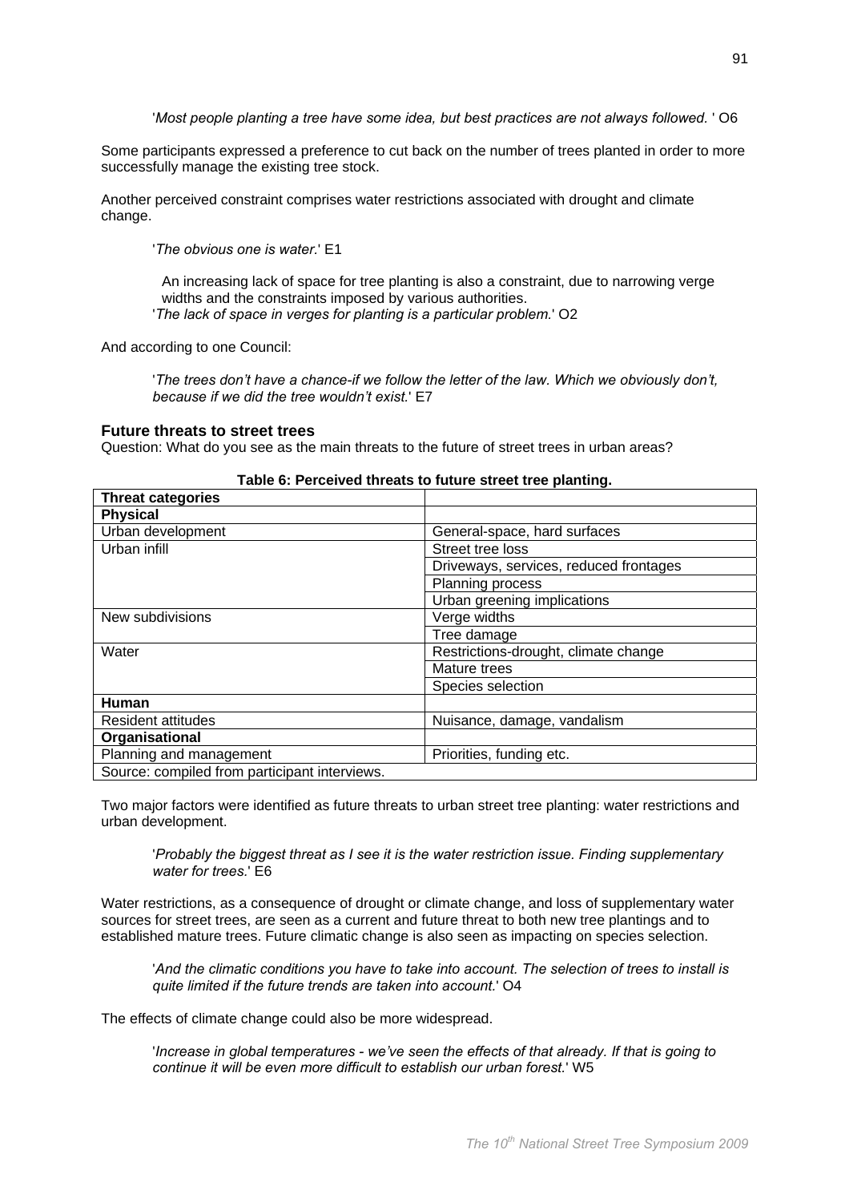'*Most people planting a tree have some idea, but best practices are not always followed.* ' O6

Some participants expressed a preference to cut back on the number of trees planted in order to more successfully manage the existing tree stock.

Another perceived constraint comprises water restrictions associated with drought and climate change.

> '*The obvious one is water.*' E1

An increasing lack of space for tree planting is also a constraint, due to narrowing verge widths and the constraints imposed by various authorities.

> '*The lack of space in verges for planting is a particular problem.*' O2

And according to one Council:

> '*The trees don't have a chance-if we follow the letter of the law. Which we obviously don't, because if we did the tree wouldn't exist.*' E7

### Future threats to street trees

Question: What do you see as the main threats to the future of street trees in urban areas?

**Table 6: Perceived threats to future street tree planting.**

| Threat categories | |
|---|---|
| **Physical** | |
| Urban development | General-space, hard surfaces |
| Urban infill | Street tree loss |
| | Driveways, services, reduced frontages |
| | Planning process |
| | Urban greening implications |
| New subdivisions | Verge widths |
| | Tree damage |
| Water | Restrictions-drought, climate change |
| | Mature trees |
| | Species selection |
| **Human** | |
| Resident attitudes | Nuisance, damage, vandalism |
| **Organisational** | |
| Planning and management | Priorities, funding etc. |
| Source: compiled from participant interviews. | |

Two major factors were identified as future threats to urban street tree planting: water restrictions and urban development.

> '*Probably the biggest threat as I see it is the water restriction issue. Finding supplementary water for trees.*' E6

Water restrictions, as a consequence of drought or climate change, and loss of supplementary water sources for street trees, are seen as a current and future threat to both new tree plantings and to established mature trees. Future climatic change is also seen as impacting on species selection.

> '*And the climatic conditions you have to take into account. The selection of trees to install is quite limited if the future trends are taken into account.*' O4

The effects of climate change could also be more widespread.

> '*Increase in global temperatures - we've seen the effects of that already. If that is going to continue it will be even more difficult to establish our urban forest.*' W5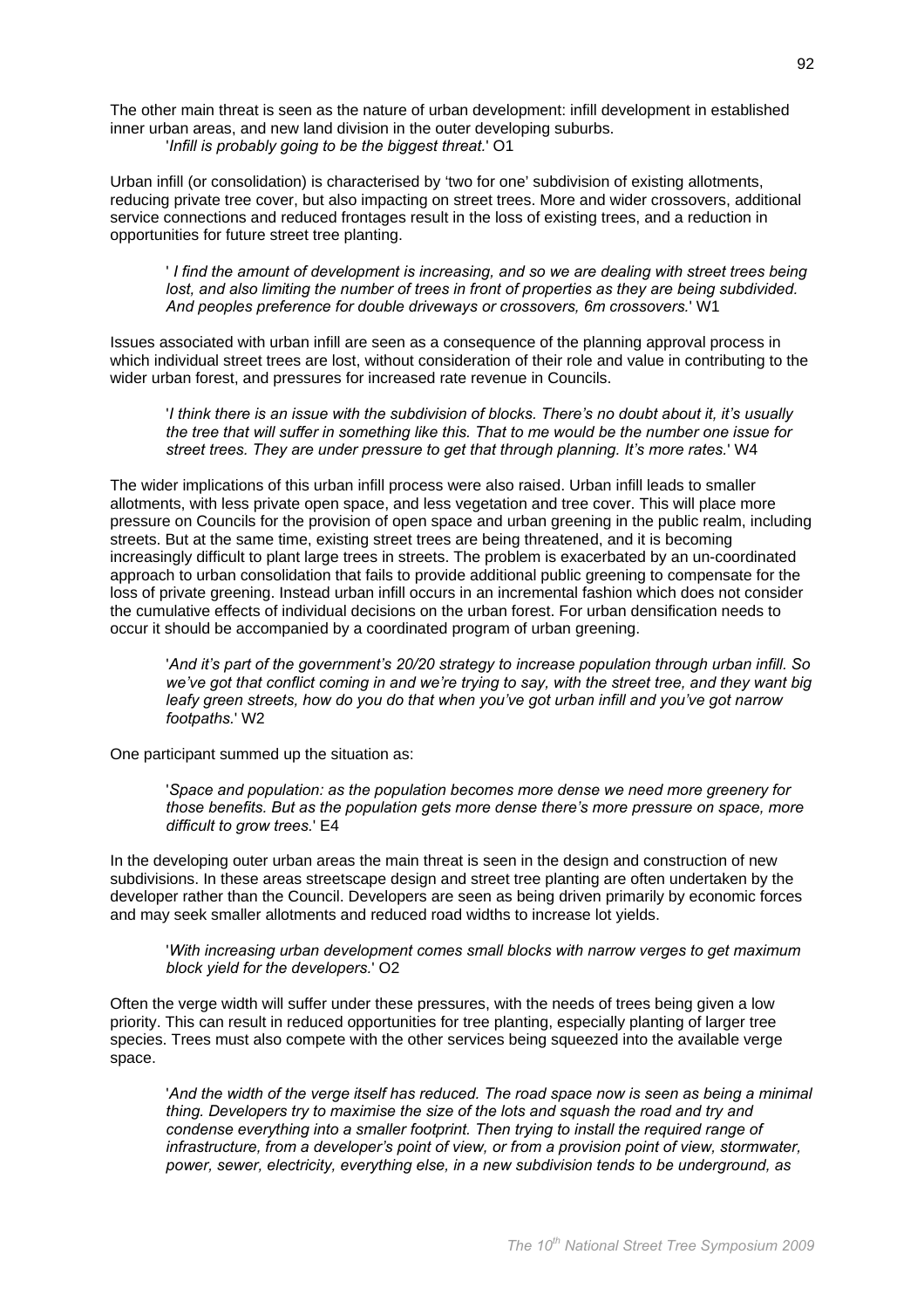The other main threat is seen as the nature of urban development: infill development in established inner urban areas, and new land division in the outer developing suburbs.

> '*Infill is probably going to be the biggest threat.*' O1

Urban infill (or consolidation) is characterised by 'two for one' subdivision of existing allotments, reducing private tree cover, but also impacting on street trees. More and wider crossovers, additional service connections and reduced frontages result in the loss of existing trees, and a reduction in opportunities for future street tree planting.

> ' *I find the amount of development is increasing, and so we are dealing with street trees being lost, and also limiting the number of trees in front of properties as they are being subdivided. And peoples preference for double driveways or crossovers, 6m crossovers.*' W1

Issues associated with urban infill are seen as a consequence of the planning approval process in which individual street trees are lost, without consideration of their role and value in contributing to the wider urban forest, and pressures for increased rate revenue in Councils.

> '*I think there is an issue with the subdivision of blocks. There's no doubt about it, it's usually the tree that will suffer in something like this. That to me would be the number one issue for street trees. They are under pressure to get that through planning. It's more rates.*' W4

The wider implications of this urban infill process were also raised. Urban infill leads to smaller allotments, with less private open space, and less vegetation and tree cover. This will place more pressure on Councils for the provision of open space and urban greening in the public realm, including streets. But at the same time, existing street trees are being threatened, and it is becoming increasingly difficult to plant large trees in streets. The problem is exacerbated by an un-coordinated approach to urban consolidation that fails to provide additional public greening to compensate for the loss of private greening. Instead urban infill occurs in an incremental fashion which does not consider the cumulative effects of individual decisions on the urban forest. For urban densification needs to occur it should be accompanied by a coordinated program of urban greening.

> '*And it's part of the government's 20/20 strategy to increase population through urban infill. So we've got that conflict coming in and we're trying to say, with the street tree, and they want big leafy green streets, how do you do that when you've got urban infill and you've got narrow footpaths.*' W2

One participant summed up the situation as:

> '*Space and population: as the population becomes more dense we need more greenery for those benefits. But as the population gets more dense there's more pressure on space, more difficult to grow trees.*' E4

In the developing outer urban areas the main threat is seen in the design and construction of new subdivisions. In these areas streetscape design and street tree planting are often undertaken by the developer rather than the Council. Developers are seen as being driven primarily by economic forces and may seek smaller allotments and reduced road widths to increase lot yields.

> '*With increasing urban development comes small blocks with narrow verges to get maximum block yield for the developers.*' O2

Often the verge width will suffer under these pressures, with the needs of trees being given a low priority. This can result in reduced opportunities for tree planting, especially planting of larger tree species. Trees must also compete with the other services being squeezed into the available verge space.

> '*And the width of the verge itself has reduced. The road space now is seen as being a minimal thing. Developers try to maximise the size of the lots and squash the road and try and condense everything into a smaller footprint. Then trying to install the required range of infrastructure, from a developer's point of view, or from a provision point of view, stormwater, power, sewer, electricity, everything else, in a new subdivision tends to be underground, as*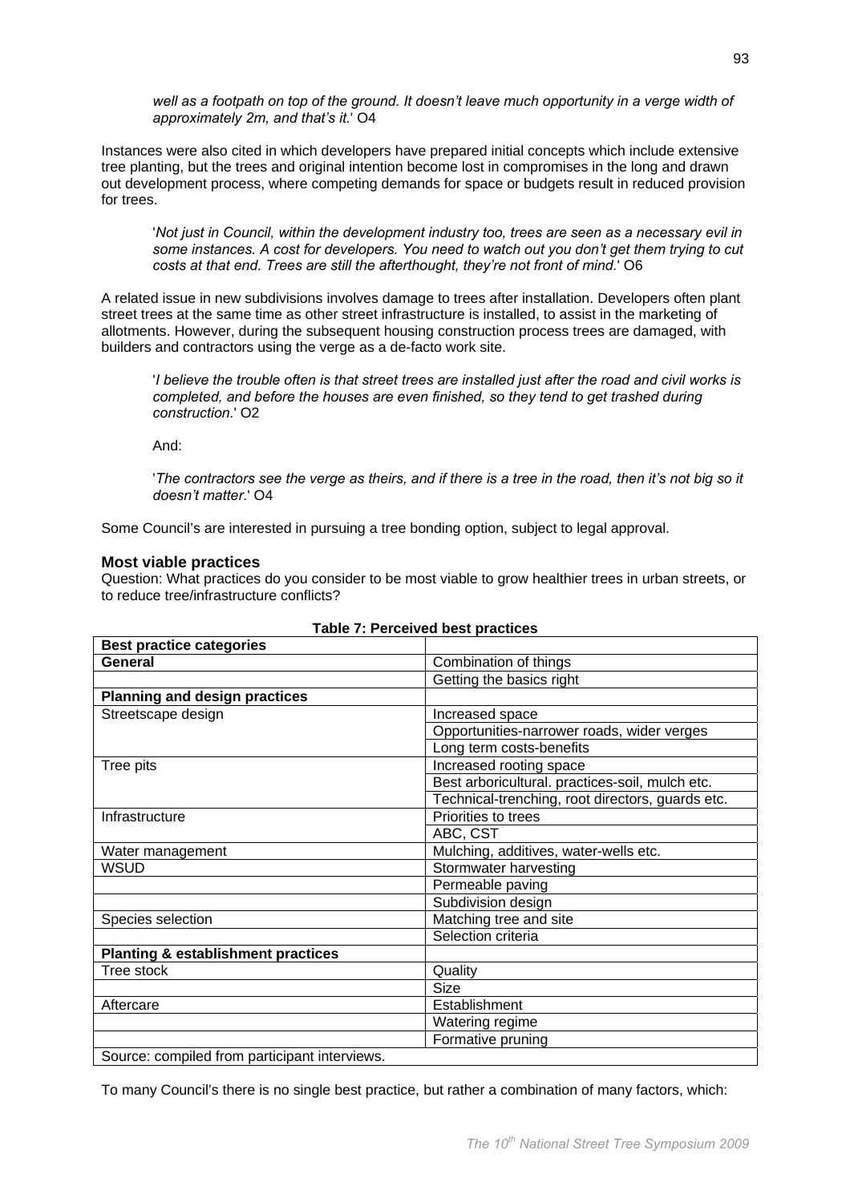*well as a footpath on top of the ground. It doesn't leave much opportunity in a verge width of approximately 2m, and that's it.*' O4

Instances were also cited in which developers have prepared initial concepts which include extensive tree planting, but the trees and original intention become lost in compromises in the long and drawn out development process, where competing demands for space or budgets result in reduced provision for trees.

> '*Not just in Council, within the development industry too, trees are seen as a necessary evil in some instances. A cost for developers. You need to watch out you don't get them trying to cut costs at that end. Trees are still the afterthought, they're not front of mind.*' O6

A related issue in new subdivisions involves damage to trees after installation. Developers often plant street trees at the same time as other street infrastructure is installed, to assist in the marketing of allotments. However, during the subsequent housing construction process trees are damaged, with builders and contractors using the verge as a de-facto work site.

> '*I believe the trouble often is that street trees are installed just after the road and civil works is completed, and before the houses are even finished, so they tend to get trashed during construction.*' O2
>
> And:
>
> '*The contractors see the verge as theirs, and if there is a tree in the road, then it's not big so it doesn't matter.*' O4

Some Council's are interested in pursuing a tree bonding option, subject to legal approval.

### Most viable practices

Question: What practices do you consider to be most viable to grow healthier trees in urban streets, or to reduce tree/infrastructure conflicts?

**Table 7: Perceived best practices**

| **Best practice categories** | |
|---|---|
| **General** | Combination of things |
| | Getting the basics right |
| **Planning and design practices** | |
| Streetscape design | Increased space |
| | Opportunities-narrower roads, wider verges |
| | Long term costs-benefits |
| Tree pits | Increased rooting space |
| | Best arboricultural. practices-soil, mulch etc. |
| | Technical-trenching, root directors, guards etc. |
| Infrastructure | Priorities to trees |
| | ABC, CST |
| Water management | Mulching, additives, water-wells etc. |
| WSUD | Stormwater harvesting |
| | Permeable paving |
| | Subdivision design |
| Species selection | Matching tree and site |
| | Selection criteria |
| **Planting & establishment practices** | |
| Tree stock | Quality |
| | Size |
| Aftercare | Establishment |
| | Watering regime |
| | Formative pruning |
| Source: compiled from participant interviews. | |

To many Council's there is no single best practice, but rather a combination of many factors, which: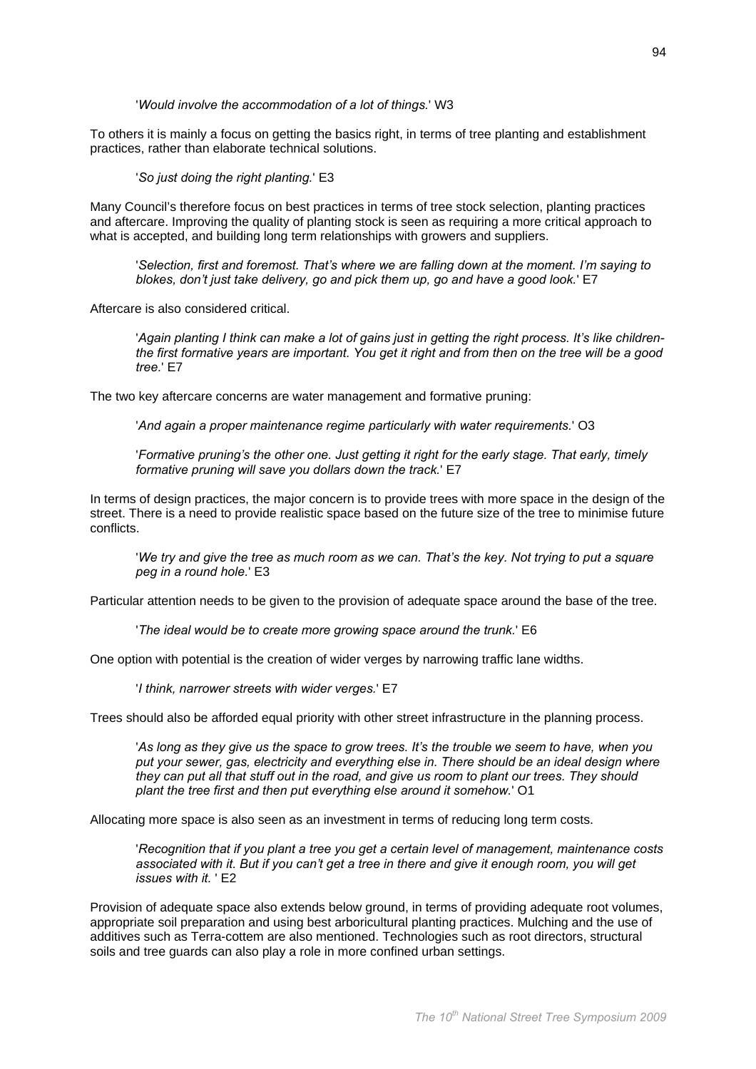'*Would involve the accommodation of a lot of things.*' W3

To others it is mainly a focus on getting the basics right, in terms of tree planting and establishment practices, rather than elaborate technical solutions.

'*So just doing the right planting.*' E3

Many Council's therefore focus on best practices in terms of tree stock selection, planting practices and aftercare. Improving the quality of planting stock is seen as requiring a more critical approach to what is accepted, and building long term relationships with growers and suppliers.

'*Selection, first and foremost. That's where we are falling down at the moment. I'm saying to blokes, don't just take delivery, go and pick them up, go and have a good look.*' E7

Aftercare is also considered critical.

'*Again planting I think can make a lot of gains just in getting the right process. It's like children- the first formative years are important. You get it right and from then on the tree will be a good tree.*' E7

The two key aftercare concerns are water management and formative pruning:

'*And again a proper maintenance regime particularly with water requirements.*' O3

'*Formative pruning's the other one. Just getting it right for the early stage. That early, timely formative pruning will save you dollars down the track.*' E7

In terms of design practices, the major concern is to provide trees with more space in the design of the street. There is a need to provide realistic space based on the future size of the tree to minimise future conflicts.

'*We try and give the tree as much room as we can. That's the key. Not trying to put a square peg in a round hole.*' E3

Particular attention needs to be given to the provision of adequate space around the base of the tree.

'*The ideal would be to create more growing space around the trunk.*' E6

One option with potential is the creation of wider verges by narrowing traffic lane widths.

'*I think, narrower streets with wider verges.*' E7

Trees should also be afforded equal priority with other street infrastructure in the planning process.

'*As long as they give us the space to grow trees. It's the trouble we seem to have, when you put your sewer, gas, electricity and everything else in. There should be an ideal design where they can put all that stuff out in the road, and give us room to plant our trees. They should plant the tree first and then put everything else around it somehow.*' O1

Allocating more space is also seen as an investment in terms of reducing long term costs.

'*Recognition that if you plant a tree you get a certain level of management, maintenance costs associated with it. But if you can't get a tree in there and give it enough room, you will get issues with it.* ' E2

Provision of adequate space also extends below ground, in terms of providing adequate root volumes, appropriate soil preparation and using best arboricultural planting practices. Mulching and the use of additives such as Terra-cottem are also mentioned. Technologies such as root directors, structural soils and tree guards can also play a role in more confined urban settings.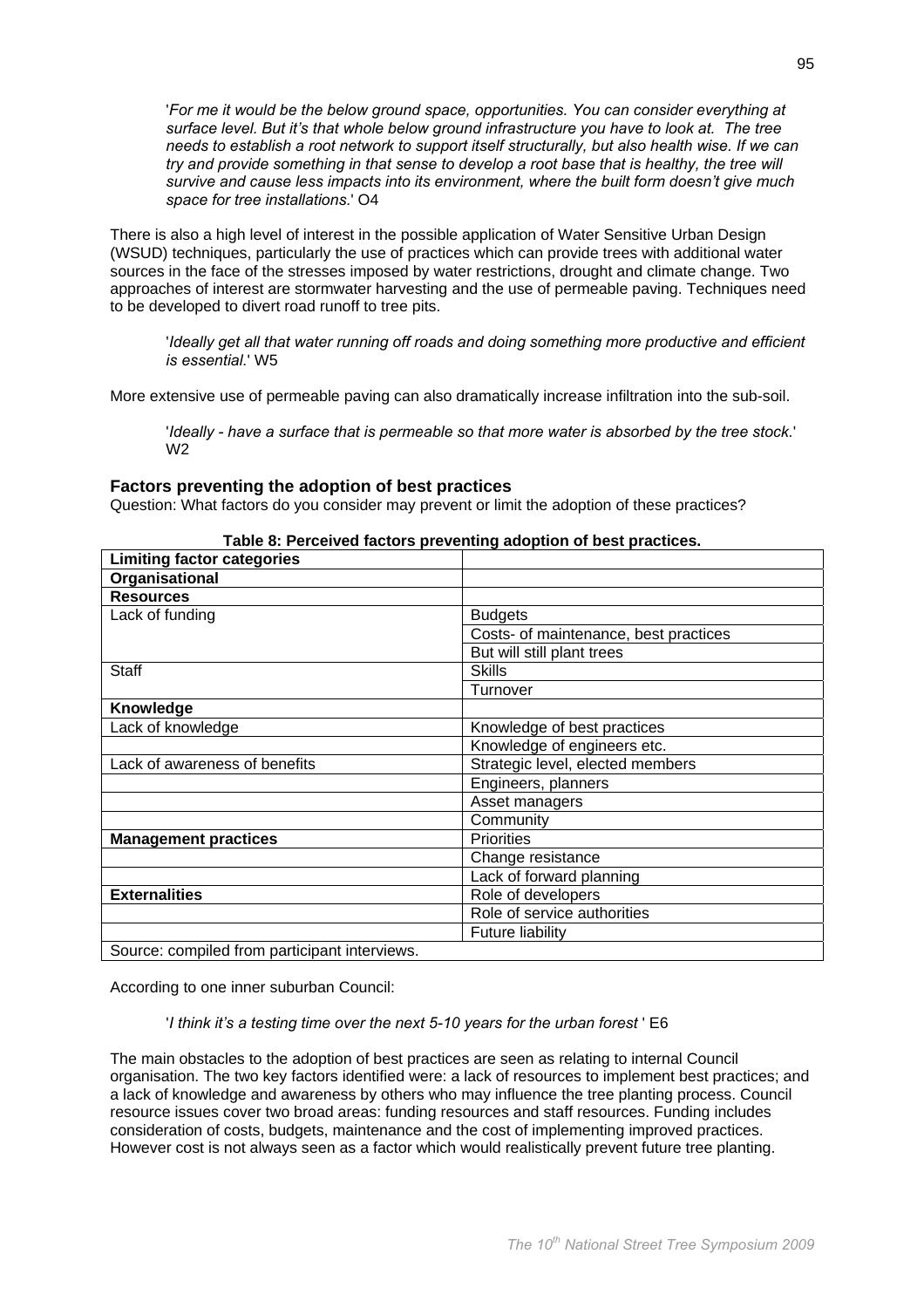'*For me it would be the below ground space, opportunities. You can consider everything at surface level. But it's that whole below ground infrastructure you have to look at. The tree needs to establish a root network to support itself structurally, but also health wise. If we can try and provide something in that sense to develop a root base that is healthy, the tree will survive and cause less impacts into its environment, where the built form doesn't give much space for tree installations.*' O4

There is also a high level of interest in the possible application of Water Sensitive Urban Design (WSUD) techniques, particularly the use of practices which can provide trees with additional water sources in the face of the stresses imposed by water restrictions, drought and climate change. Two approaches of interest are stormwater harvesting and the use of permeable paving. Techniques need to be developed to divert road runoff to tree pits.

'*Ideally get all that water running off roads and doing something more productive and efficient is essential.*' W5

More extensive use of permeable paving can also dramatically increase infiltration into the sub-soil.

'*Ideally - have a surface that is permeable so that more water is absorbed by the tree stock.*' W2

### Factors preventing the adoption of best practices

Question: What factors do you consider may prevent or limit the adoption of these practices?

**Table 8: Perceived factors preventing adoption of best practices.**

| **Limiting factor categories** | |
|---|---|
| **Organisational** | |
| **Resources** | |
| Lack of funding | Budgets |
| | Costs- of maintenance, best practices |
| | But will still plant trees |
| Staff | Skills |
| | Turnover |
| **Knowledge** | |
| Lack of knowledge | Knowledge of best practices |
| | Knowledge of engineers etc. |
| Lack of awareness of benefits | Strategic level, elected members |
| | Engineers, planners |
| | Asset managers |
| | Community |
| **Management practices** | Priorities |
| | Change resistance |
| | Lack of forward planning |
| **Externalities** | Role of developers |
| | Role of service authorities |
| | Future liability |
| Source: compiled from participant interviews. | |

According to one inner suburban Council:

'*I think it's a testing time over the next 5-10 years for the urban forest* ' E6

The main obstacles to the adoption of best practices are seen as relating to internal Council organisation. The two key factors identified were: a lack of resources to implement best practices; and a lack of knowledge and awareness by others who may influence the tree planting process. Council resource issues cover two broad areas: funding resources and staff resources. Funding includes consideration of costs, budgets, maintenance and the cost of implementing improved practices. However cost is not always seen as a factor which would realistically prevent future tree planting.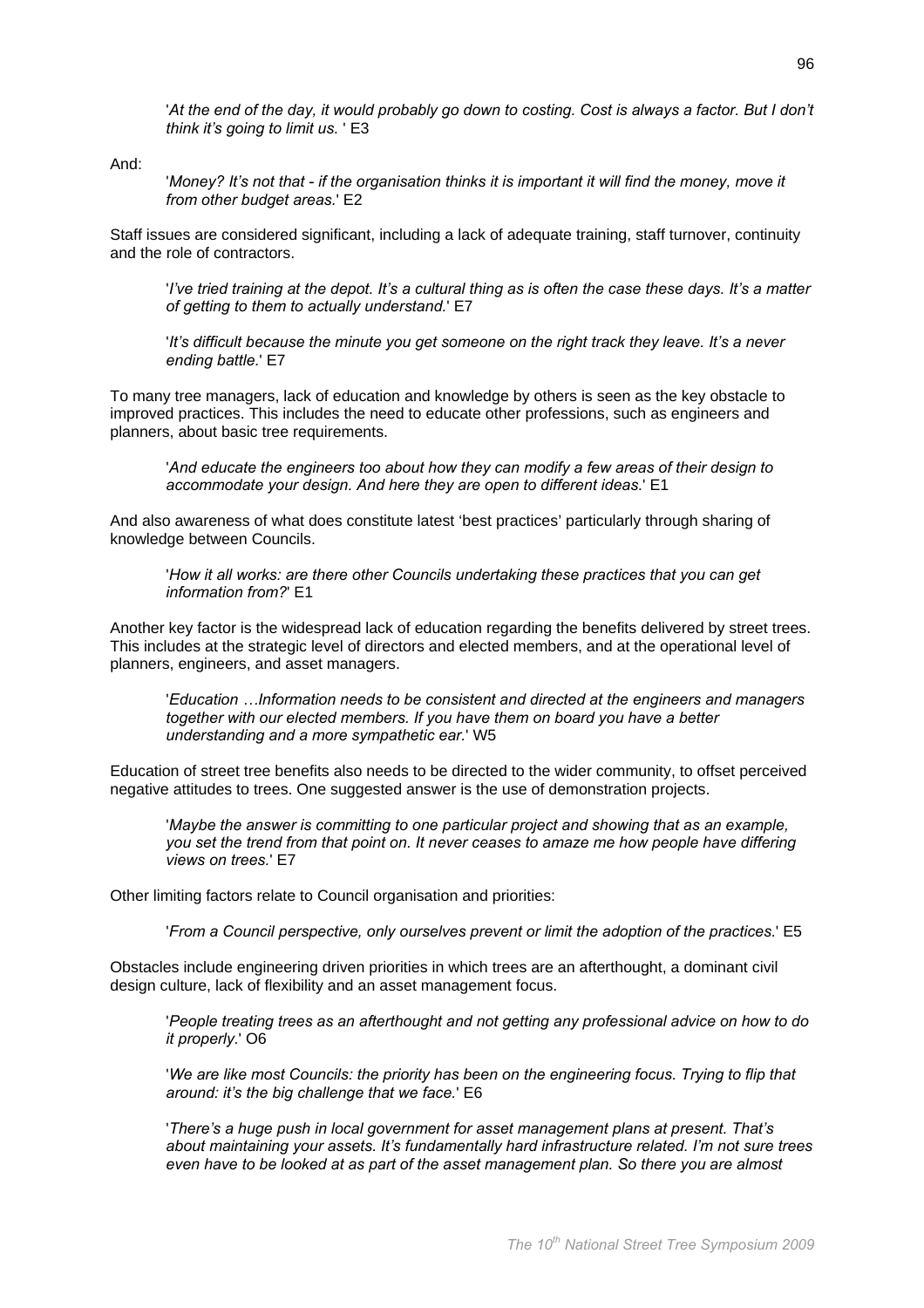'*At the end of the day, it would probably go down to costing. Cost is always a factor. But I don't think it's going to limit us.* ' E3

And:

> '*Money? It's not that - if the organisation thinks it is important it will find the money, move it from other budget areas.*' E2

Staff issues are considered significant, including a lack of adequate training, staff turnover, continuity and the role of contractors.

> '*I've tried training at the depot. It's a cultural thing as is often the case these days. It's a matter of getting to them to actually understand.*' E7

> '*It's difficult because the minute you get someone on the right track they leave. It's a never ending battle.*' E7

To many tree managers, lack of education and knowledge by others is seen as the key obstacle to improved practices. This includes the need to educate other professions, such as engineers and planners, about basic tree requirements.

> '*And educate the engineers too about how they can modify a few areas of their design to accommodate your design. And here they are open to different ideas.*' E1

And also awareness of what does constitute latest 'best practices' particularly through sharing of knowledge between Councils.

> '*How it all works: are there other Councils undertaking these practices that you can get information from?*' E1

Another key factor is the widespread lack of education regarding the benefits delivered by street trees. This includes at the strategic level of directors and elected members, and at the operational level of planners, engineers, and asset managers.

> '*Education …Information needs to be consistent and directed at the engineers and managers together with our elected members. If you have them on board you have a better understanding and a more sympathetic ear.*' W5

Education of street tree benefits also needs to be directed to the wider community, to offset perceived negative attitudes to trees. One suggested answer is the use of demonstration projects.

> '*Maybe the answer is committing to one particular project and showing that as an example, you set the trend from that point on. It never ceases to amaze me how people have differing views on trees.*' E7

Other limiting factors relate to Council organisation and priorities:

> '*From a Council perspective, only ourselves prevent or limit the adoption of the practices.*' E5

Obstacles include engineering driven priorities in which trees are an afterthought, a dominant civil design culture, lack of flexibility and an asset management focus.

> '*People treating trees as an afterthought and not getting any professional advice on how to do it properly.*' O6

> '*We are like most Councils: the priority has been on the engineering focus. Trying to flip that around: it's the big challenge that we face.*' E6

> '*There's a huge push in local government for asset management plans at present. That's about maintaining your assets. It's fundamentally hard infrastructure related. I'm not sure trees even have to be looked at as part of the asset management plan. So there you are almost*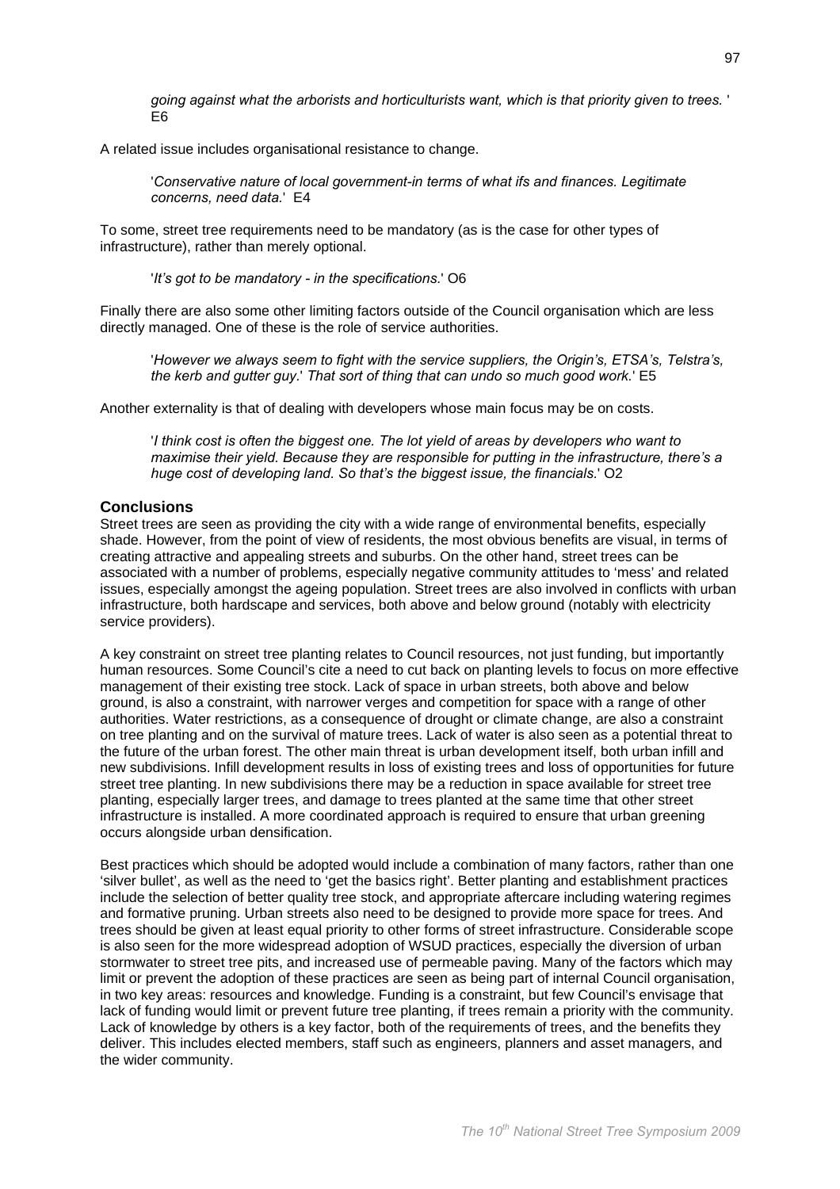*going against what the arborists and horticulturists want, which is that priority given to trees.* ' E6

A related issue includes organisational resistance to change.

> '*Conservative nature of local government-in terms of what ifs and finances. Legitimate concerns, need data.*' E4

To some, street tree requirements need to be mandatory (as is the case for other types of infrastructure), rather than merely optional.

> '*It's got to be mandatory - in the specifications.*' O6

Finally there are also some other limiting factors outside of the Council organisation which are less directly managed. One of these is the role of service authorities.

> '*However we always seem to fight with the service suppliers, the Origin's, ETSA's, Telstra's, the kerb and gutter guy.*' *That sort of thing that can undo so much good work.*' E5

Another externality is that of dealing with developers whose main focus may be on costs.

> '*I think cost is often the biggest one. The lot yield of areas by developers who want to maximise their yield. Because they are responsible for putting in the infrastructure, there's a huge cost of developing land. So that's the biggest issue, the financials.*' O2

## Conclusions

Street trees are seen as providing the city with a wide range of environmental benefits, especially shade. However, from the point of view of residents, the most obvious benefits are visual, in terms of creating attractive and appealing streets and suburbs. On the other hand, street trees can be associated with a number of problems, especially negative community attitudes to 'mess' and related issues, especially amongst the ageing population. Street trees are also involved in conflicts with urban infrastructure, both hardscape and services, both above and below ground (notably with electricity service providers).

A key constraint on street tree planting relates to Council resources, not just funding, but importantly human resources. Some Council's cite a need to cut back on planting levels to focus on more effective management of their existing tree stock. Lack of space in urban streets, both above and below ground, is also a constraint, with narrower verges and competition for space with a range of other authorities. Water restrictions, as a consequence of drought or climate change, are also a constraint on tree planting and on the survival of mature trees. Lack of water is also seen as a potential threat to the future of the urban forest. The other main threat is urban development itself, both urban infill and new subdivisions. Infill development results in loss of existing trees and loss of opportunities for future street tree planting. In new subdivisions there may be a reduction in space available for street tree planting, especially larger trees, and damage to trees planted at the same time that other street infrastructure is installed. A more coordinated approach is required to ensure that urban greening occurs alongside urban densification.

Best practices which should be adopted would include a combination of many factors, rather than one 'silver bullet', as well as the need to 'get the basics right'. Better planting and establishment practices include the selection of better quality tree stock, and appropriate aftercare including watering regimes and formative pruning. Urban streets also need to be designed to provide more space for trees. And trees should be given at least equal priority to other forms of street infrastructure. Considerable scope is also seen for the more widespread adoption of WSUD practices, especially the diversion of urban stormwater to street tree pits, and increased use of permeable paving. Many of the factors which may limit or prevent the adoption of these practices are seen as being part of internal Council organisation, in two key areas: resources and knowledge. Funding is a constraint, but few Council's envisage that lack of funding would limit or prevent future tree planting, if trees remain a priority with the community. Lack of knowledge by others is a key factor, both of the requirements of trees, and the benefits they deliver. This includes elected members, staff such as engineers, planners and asset managers, and the wider community.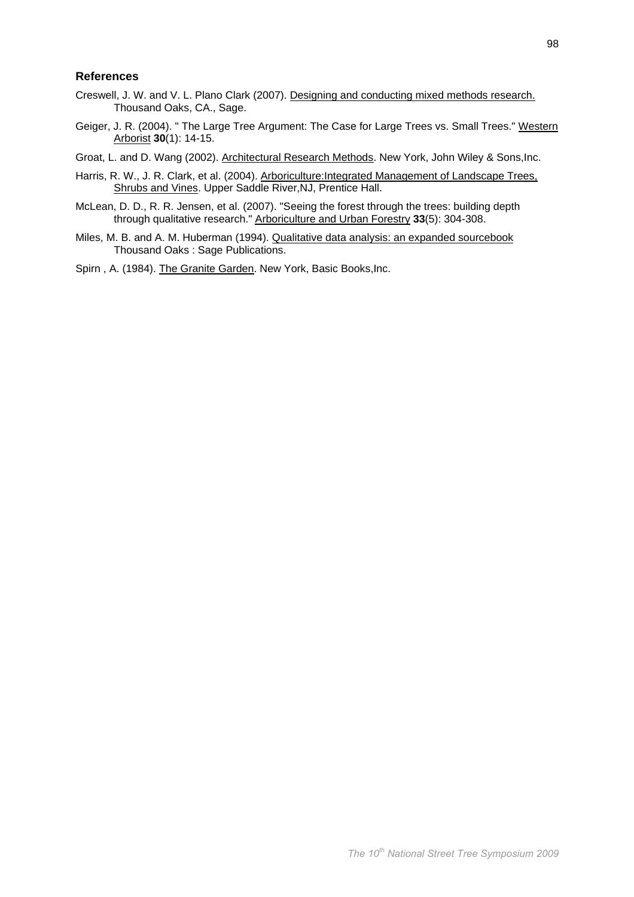### References

Creswell, J. W. and V. L. Plano Clark (2007). Designing and conducting mixed methods research. Thousand Oaks, CA., Sage.

Geiger, J. R. (2004). " The Large Tree Argument: The Case for Large Trees vs. Small Trees." Western Arborist **30**(1): 14-15.

Groat, L. and D. Wang (2002). Architectural Research Methods. New York, John Wiley & Sons,Inc.

Harris, R. W., J. R. Clark, et al. (2004). Arboriculture:Integrated Management of Landscape Trees, Shrubs and Vines. Upper Saddle River,NJ, Prentice Hall.

McLean, D. D., R. R. Jensen, et al. (2007). "Seeing the forest through the trees: building depth through qualitative research." Arboriculture and Urban Forestry **33**(5): 304-308.

Miles, M. B. and A. M. Huberman (1994). Qualitative data analysis: an expanded sourcebook Thousand Oaks : Sage Publications.

Spirn , A. (1984). The Granite Garden. New York, Basic Books,Inc.